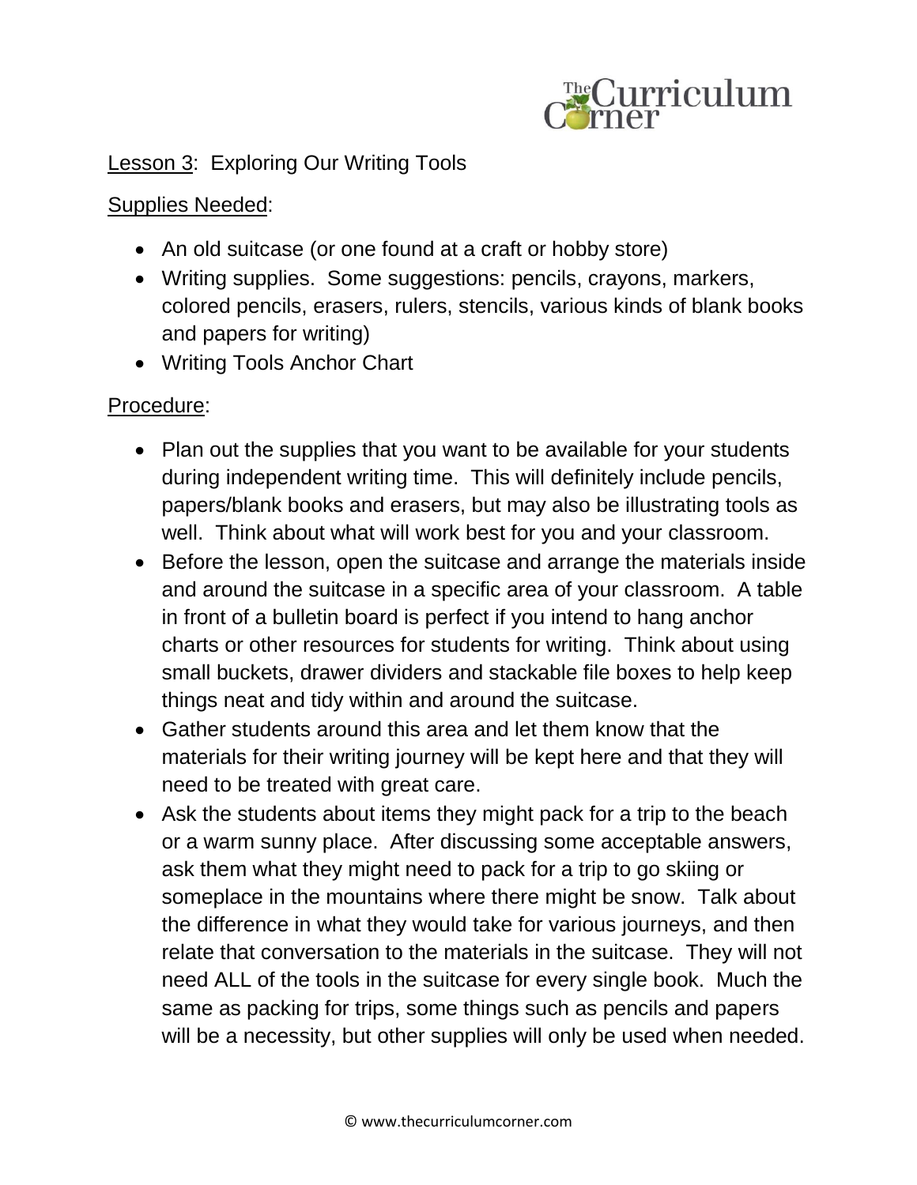Lesson 3: Exploring Our Writing Tools

Supplies Needed:

- An old suitcase (or one found at a craft or hobby store)
- Writing supplies. Some suggestions: pencils, crayons, markers, colored pencils, erasers, rulers, stencils, various kinds of blank books and papers for writing)
- Writing Tools Anchor Chart

Procedure:

- Plan out the supplies that you want to be available for your students during independent writing time. This will definitely include pencils, papers/blank books and erasers, but may also be illustrating tools as well. Think about what will work best for you and your classroom.
- Before the lesson, open the suitcase and arrange the materials inside and around the suitcase in a specific area of your classroom. A table in front of a bulletin board is perfect if you intend to hang anchor charts or other resources for students for writing. Think about using small buckets, drawer dividers and stackable file boxes to help keep things neat and tidy within and around the suitcase.
- Gather students around this area and let them know that the materials for their writing journey will be kept here and that they will need to be treated with great care.
- Ask the students about items they might pack for a trip to the beach or a warm sunny place. After discussing some acceptable answers, ask them what they might need to pack for a trip to go skiing or someplace in the mountains where there might be snow. Talk about the difference in what they would take for various journeys, and then relate that conversation to the materials in the suitcase. They will not need ALL of the tools in the suitcase for every single book. Much the same as packing for trips, some things such as pencils and papers will be a necessity, but other supplies will only be used when needed.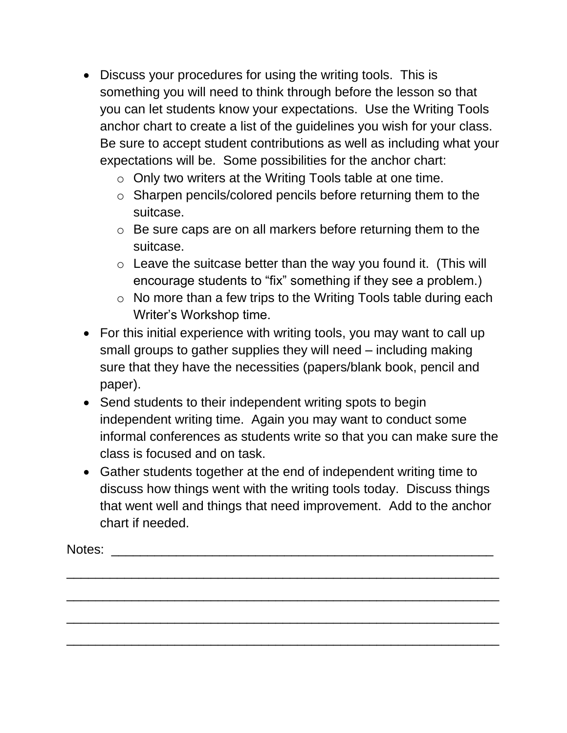- Discuss your procedures for using the writing tools. This is something you will need to think through before the lesson so that you can let students know your expectations. Use the Writing Tools anchor chart to create a list of the guidelines you wish for your class. Be sure to accept student contributions as well as including what your expectations will be. Some possibilities for the anchor chart:
  - Only two writers at the Writing Tools table at one time.
  - Sharpen pencils/colored pencils before returning them to the suitcase.
  - Be sure caps are on all markers before returning them to the suitcase.
  - Leave the suitcase better than the way you found it. (This will encourage students to "fix" something if they see a problem.)
  - No more than a few trips to the Writing Tools table during each Writer's Workshop time.
- For this initial experience with writing tools, you may want to call up small groups to gather supplies they will need – including making sure that they have the necessities (papers/blank book, pencil and paper).
- Send students to their independent writing spots to begin independent writing time. Again you may want to conduct some informal conferences as students write so that you can make sure the class is focused and on task.
- Gather students together at the end of independent writing time to discuss how things went with the writing tools today. Discuss things that went well and things that need improvement. Add to the anchor chart if needed.

Notes: ______________________________________________________

_____________________________________________________________

_____________________________________________________________

_____________________________________________________________

_____________________________________________________________